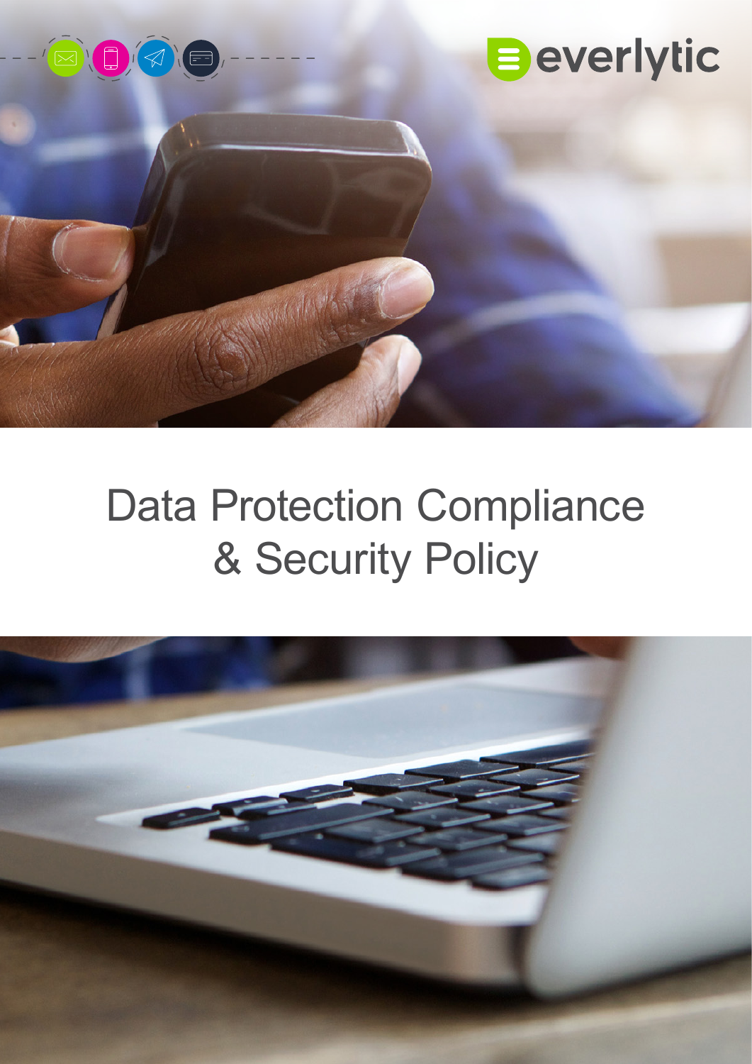everlytic

# Data Protection Compliance & Security Policy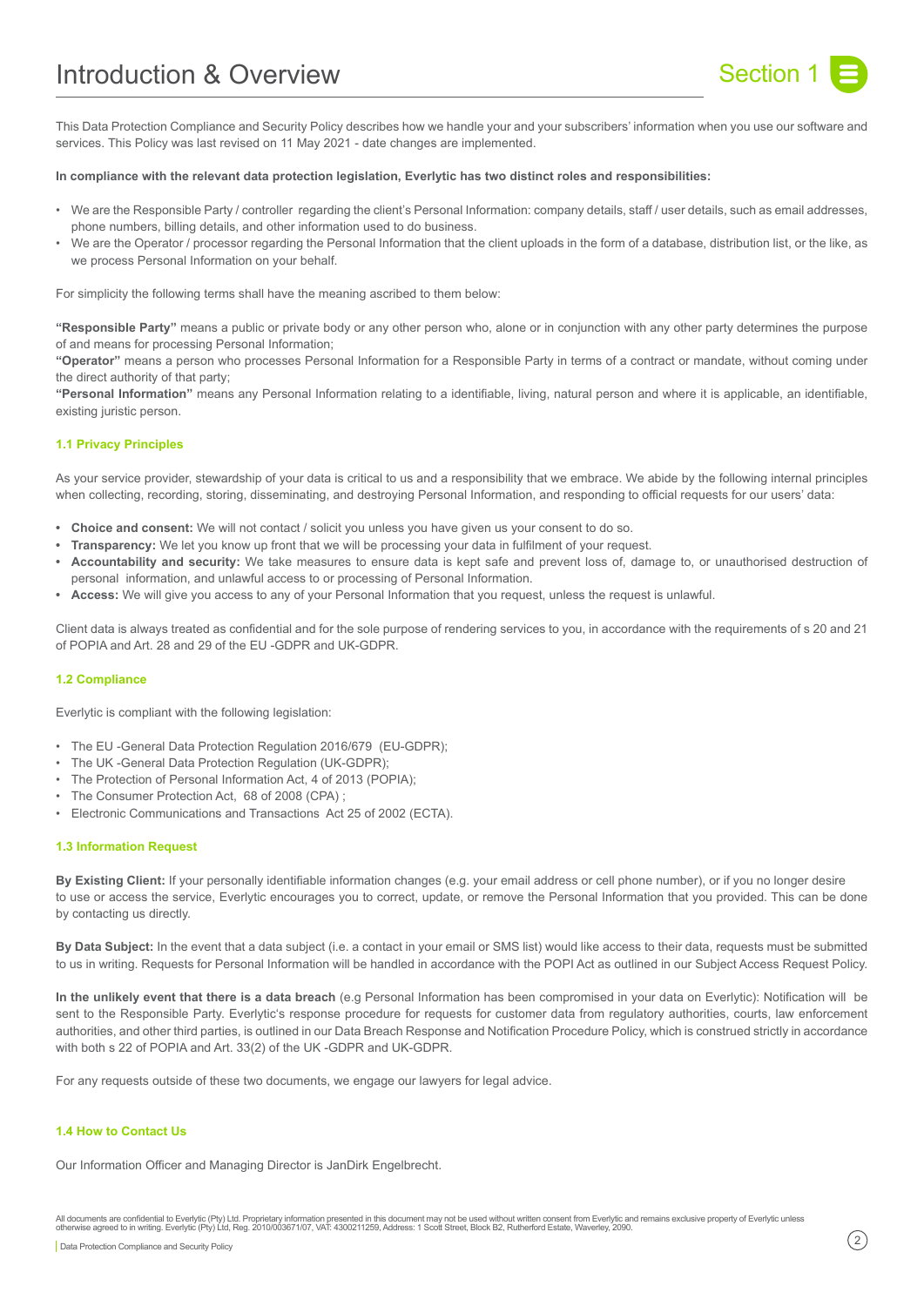# Introduction & Overview

Section 1

This Data Protection Compliance and Security Policy describes how we handle your and your subscribers' information when you use our software and services. This Policy was last revised on 11 May 2021 - date changes are implemented.

**In compliance with the relevant data protection legislation, Everlytic has two distinct roles and responsibilities:**

- We are the Responsible Party / controller regarding the client's Personal Information: company details, staff / user details, such as email addresses, phone numbers, billing details, and other information used to do business.
- We are the Operator / processor regarding the Personal Information that the client uploads in the form of a database, distribution list, or the like, as we process Personal Information on your behalf.

For simplicity the following terms shall have the meaning ascribed to them below:

**"Responsible Party"** means a public or private body or any other person who, alone or in conjunction with any other party determines the purpose of and means for processing Personal Information;
**"Operator"** means a person who processes Personal Information for a Responsible Party in terms of a contract or mandate, without coming under the direct authority of that party;
**"Personal Information"** means any Personal Information relating to a identifiable, living, natural person and where it is applicable, an identifiable, existing juristic person.

### 1.1 Privacy Principles

As your service provider, stewardship of your data is critical to us and a responsibility that we embrace. We abide by the following internal principles when collecting, recording, storing, disseminating, and destroying Personal Information, and responding to official requests for our users' data:

- **Choice and consent:** We will not contact / solicit you unless you have given us your consent to do so.
- **Transparency:** We let you know up front that we will be processing your data in fulfilment of your request.
- **Accountability and security:** We take measures to ensure data is kept safe and prevent loss of, damage to, or unauthorised destruction of personal information, and unlawful access to or processing of Personal Information.
- **Access:** We will give you access to any of your Personal Information that you request, unless the request is unlawful.

Client data is always treated as confidential and for the sole purpose of rendering services to you, in accordance with the requirements of s 20 and 21 of POPIA and Art. 28 and 29 of the EU -GDPR and UK-GDPR.

### 1.2 Compliance

Everlytic is compliant with the following legislation:

- The EU -General Data Protection Regulation 2016/679 (EU-GDPR);
- The UK -General Data Protection Regulation (UK-GDPR);
- The Protection of Personal Information Act, 4 of 2013 (POPIA);
- The Consumer Protection Act, 68 of 2008 (CPA) ;
- Electronic Communications and Transactions Act 25 of 2002 (ECTA).

### 1.3 Information Request

**By Existing Client:** If your personally identifiable information changes (e.g. your email address or cell phone number), or if you no longer desire to use or access the service, Everlytic encourages you to correct, update, or remove the Personal Information that you provided. This can be done by contacting us directly.

**By Data Subject:** In the event that a data subject (i.e. a contact in your email or SMS list) would like access to their data, requests must be submitted to us in writing. Requests for Personal Information will be handled in accordance with the POPI Act as outlined in our Subject Access Request Policy.

**In the unlikely event that there is a data breach** (e.g Personal Information has been compromised in your data on Everlytic): Notification will be sent to the Responsible Party. Everlytic's response procedure for requests for customer data from regulatory authorities, courts, law enforcement authorities, and other third parties, is outlined in our Data Breach Response and Notification Procedure Policy, which is construed strictly in accordance with both s 22 of POPIA and Art. 33(2) of the UK -GDPR and UK-GDPR.

For any requests outside of these two documents, we engage our lawyers for legal advice.

### 1.4 How to Contact Us

Our Information Officer and Managing Director is JanDirk Engelbrecht.

All documents are confidential to Everlytic (Pty) Ltd. Proprietary information presented in this document may not be used without written consent from Everlytic and remains exclusive property of Everlytic unless otherwise agreed to in writing. Everlytic (Pty) Ltd, Reg. 2010/003671/07, VAT: 4300211259, Address: 1 Scott Street, Block B2, Rutherford Estate, Waverley, 2090.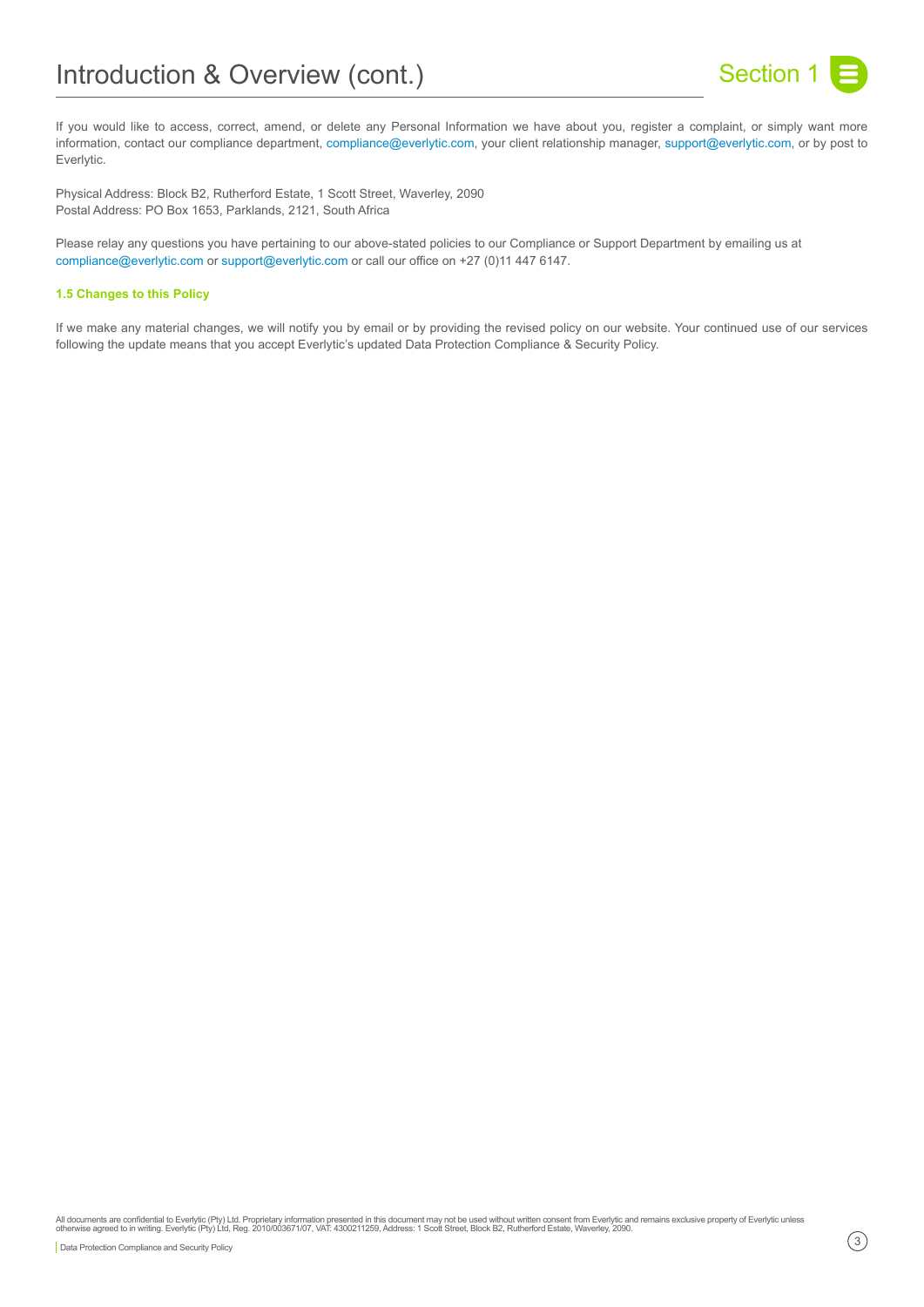# Introduction & Overview (cont.)

If you would like to access, correct, amend, or delete any Personal Information we have about you, register a complaint, or simply want more information, contact our compliance department, compliance@everlytic.com, your client relationship manager, support@everlytic.com, or by post to Everlytic.

Physical Address: Block B2, Rutherford Estate, 1 Scott Street, Waverley, 2090
Postal Address: PO Box 1653, Parklands, 2121, South Africa

Please relay any questions you have pertaining to our above-stated policies to our Compliance or Support Department by emailing us at compliance@everlytic.com or support@everlytic.com or call our office on +27 (0)11 447 6147.

### 1.5 Changes to this Policy

If we make any material changes, we will notify you by email or by providing the revised policy on our website. Your continued use of our services following the update means that you accept Everlytic's updated Data Protection Compliance & Security Policy.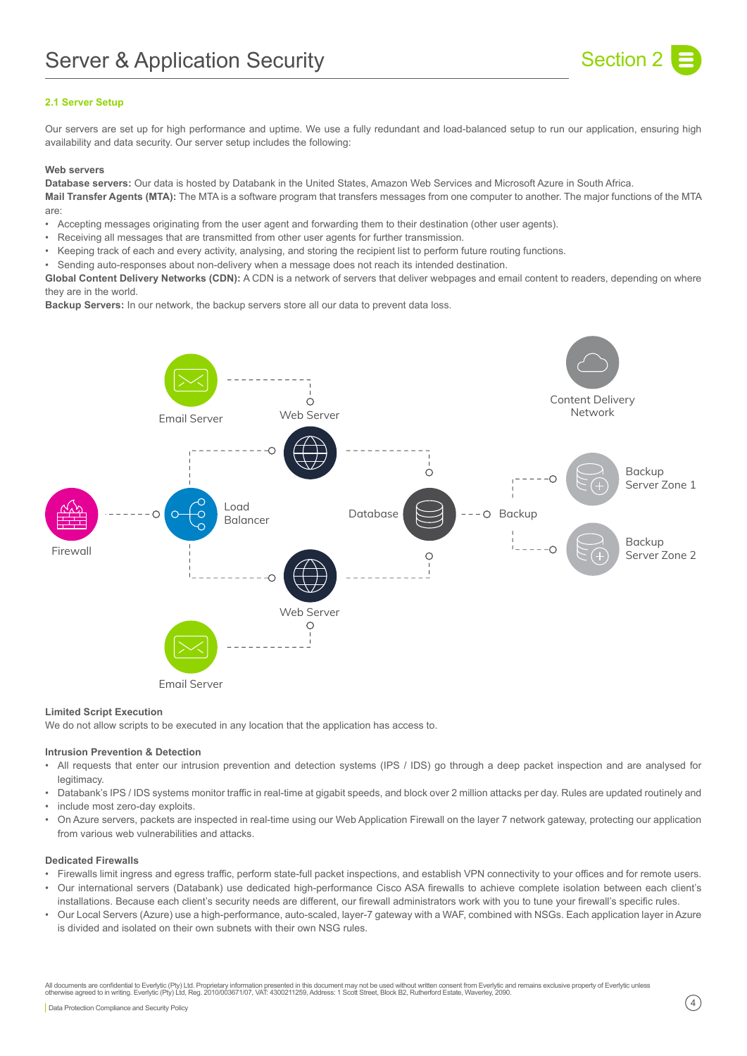# Server & Application Security

### 2.1 Server Setup

Our servers are set up for high performance and uptime. We use a fully redundant and load-balanced setup to run our application, ensuring high availability and data security. Our server setup includes the following:

**Web servers**
**Database servers:** Our data is hosted by Databank in the United States, Amazon Web Services and Microsoft Azure in South Africa.
**Mail Transfer Agents (MTA):** The MTA is a software program that transfers messages from one computer to another. The major functions of the MTA are:

- Accepting messages originating from the user agent and forwarding them to their destination (other user agents).
- Receiving all messages that are transmitted from other user agents for further transmission.
- Keeping track of each and every activity, analysing, and storing the recipient list to perform future routing functions.
- Sending auto-responses about non-delivery when a message does not reach its intended destination.

**Global Content Delivery Networks (CDN):** A CDN is a network of servers that deliver webpages and email content to readers, depending on where they are in the world.
**Backup Servers:** In our network, the backup servers store all our data to prevent data loss.

Email Server, Web Server, Content Delivery Network, Firewall, Load Balancer, Database, Backup, Backup Server Zone 1, Backup Server Zone 2, Web Server, Email Server

**Limited Script Execution**
We do not allow scripts to be executed in any location that the application has access to.

**Intrusion Prevention & Detection**

- All requests that enter our intrusion prevention and detection systems (IPS / IDS) go through a deep packet inspection and are analysed for legitimacy.
- Databank's IPS / IDS systems monitor traffic in real-time at gigabit speeds, and block over 2 million attacks per day. Rules are updated routinely and
- include most zero-day exploits.
- On Azure servers, packets are inspected in real-time using our Web Application Firewall on the layer 7 network gateway, protecting our application from various web vulnerabilities and attacks.

**Dedicated Firewalls**

- Firewalls limit ingress and egress traffic, perform state-full packet inspections, and establish VPN connectivity to your offices and for remote users.
- Our international servers (Databank) use dedicated high-performance Cisco ASA firewalls to achieve complete isolation between each client's installations. Because each client's security needs are different, our firewall administrators work with you to tune your firewall's specific rules.
- Our Local Servers (Azure) use a high-performance, auto-scaled, layer-7 gateway with a WAF, combined with NSGs. Each application layer in Azure is divided and isolated on their own subnets with their own NSG rules.

All documents are confidential to Everlytic (Pty) Ltd. Proprietary information presented in this document may not be used without written consent from Everlytic and remains exclusive property of Everlytic unless otherwise agreed to in writing. Everlytic (Pty) Ltd, Reg. 2010/003671/07, VAT: 4300211259, Address: 1 Scott Street, Block B2, Rutherford Estate, Waverley, 2090.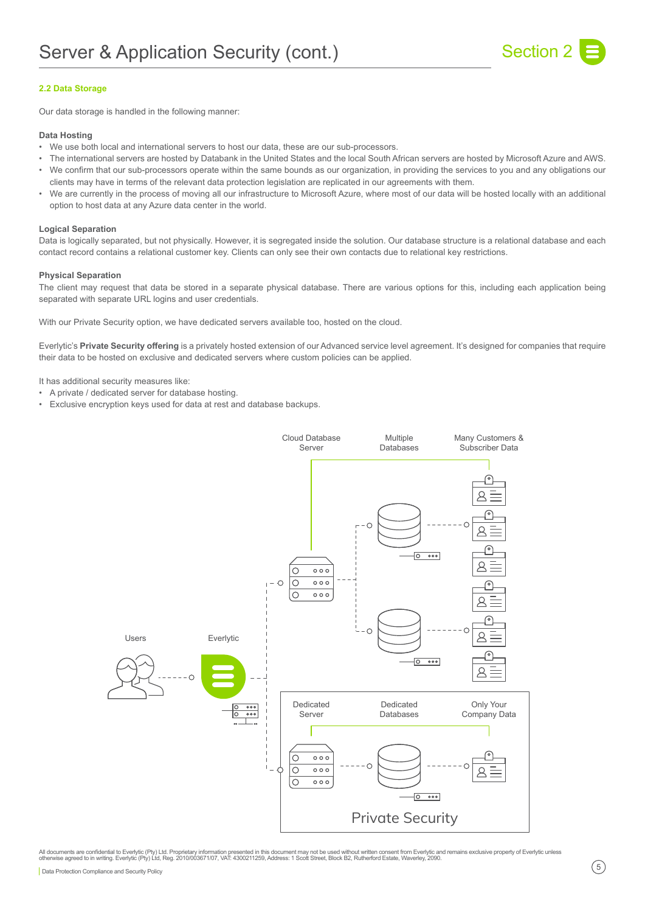# Server & Application Security (cont.)

## 2.2 Data Storage

Our data storage is handled in the following manner:

### Data Hosting

- We use both local and international servers to host our data, these are our sub-processors.
- The international servers are hosted by Databank in the United States and the local South African servers are hosted by Microsoft Azure and AWS.
- We confirm that our sub-processors operate within the same bounds as our organization, in providing the services to you and any obligations our clients may have in terms of the relevant data protection legislation are replicated in our agreements with them.
- We are currently in the process of moving all our infrastructure to Microsoft Azure, where most of our data will be hosted locally with an additional option to host data at any Azure data center in the world.

### Logical Separation

Data is logically separated, but not physically. However, it is segregated inside the solution. Our database structure is a relational database and each contact record contains a relational customer key. Clients can only see their own contacts due to relational key restrictions.

### Physical Separation

The client may request that data be stored in a separate physical database. There are various options for this, including each application being separated with separate URL logins and user credentials.

With our Private Security option, we have dedicated servers available too, hosted on the cloud.

Everlytic's **Private Security offering** is a privately hosted extension of our Advanced service level agreement. It's designed for companies that require their data to be hosted on exclusive and dedicated servers where custom policies can be applied.

It has additional security measures like:

- A private / dedicated server for database hosting.
- Exclusive encryption keys used for data at rest and database backups.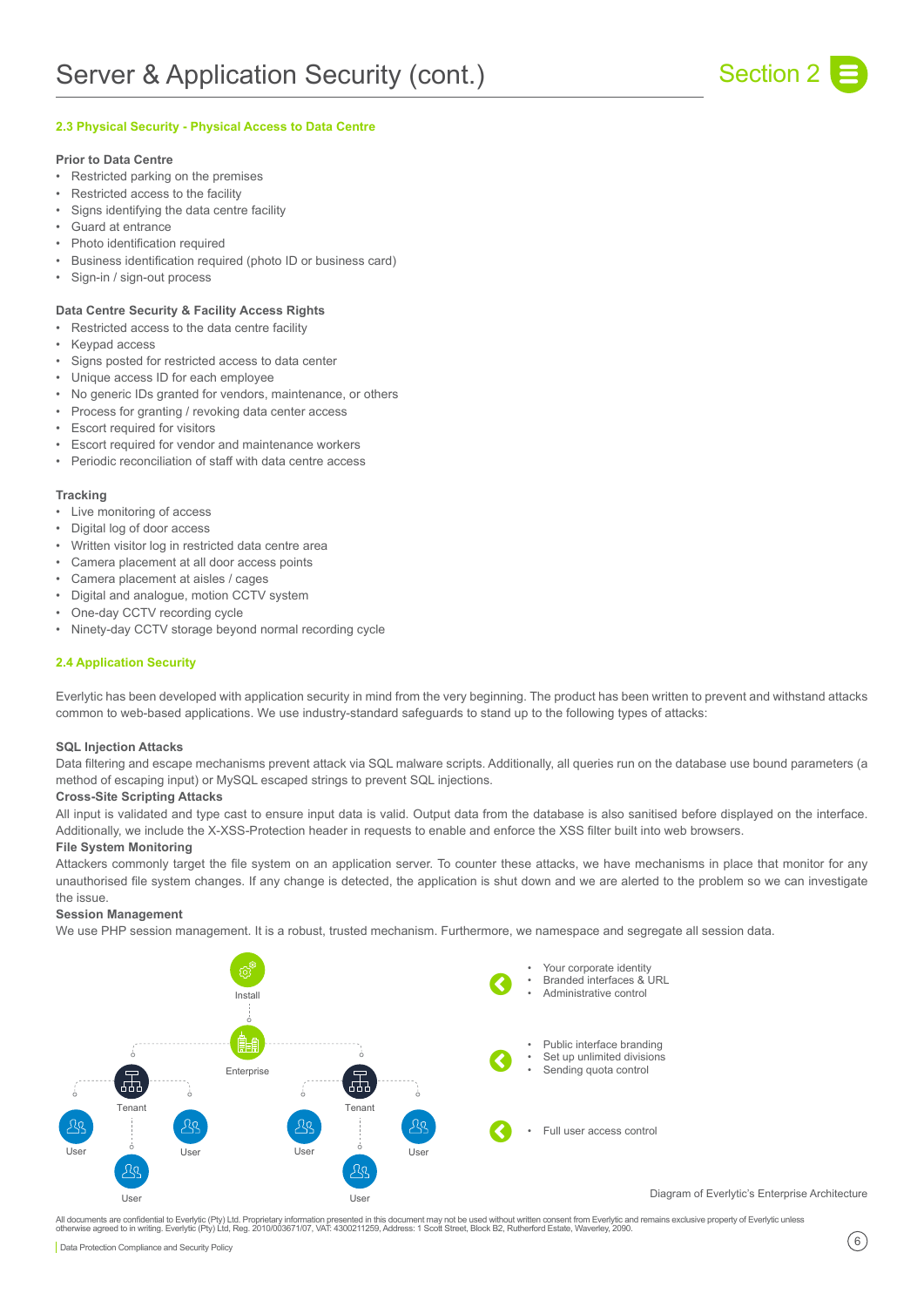# Server & Application Security (cont.)

## 2.3 Physical Security - Physical Access to Data Centre

**Prior to Data Centre**

- Restricted parking on the premises
- Restricted access to the facility
- Signs identifying the data centre facility
- Guard at entrance
- Photo identification required
- Business identification required (photo ID or business card)
- Sign-in / sign-out process

**Data Centre Security & Facility Access Rights**

- Restricted access to the data centre facility
- Keypad access
- Signs posted for restricted access to data center
- Unique access ID for each employee
- No generic IDs granted for vendors, maintenance, or others
- Process for granting / revoking data center access
- Escort required for visitors
- Escort required for vendor and maintenance workers
- Periodic reconciliation of staff with data centre access

**Tracking**

- Live monitoring of access
- Digital log of door access
- Written visitor log in restricted data centre area
- Camera placement at all door access points
- Camera placement at aisles / cages
- Digital and analogue, motion CCTV system
- One-day CCTV recording cycle
- Ninety-day CCTV storage beyond normal recording cycle

## 2.4 Application Security

Everlytic has been developed with application security in mind from the very beginning. The product has been written to prevent and withstand attacks common to web-based applications. We use industry-standard safeguards to stand up to the following types of attacks:

**SQL Injection Attacks**

Data filtering and escape mechanisms prevent attack via SQL malware scripts. Additionally, all queries run on the database use bound parameters (a method of escaping input) or MySQL escaped strings to prevent SQL injections.

**Cross-Site Scripting Attacks**

All input is validated and type cast to ensure input data is valid. Output data from the database is also sanitised before displayed on the interface. Additionally, we include the X-XSS-Protection header in requests to enable and enforce the XSS filter built into web browsers.

**File System Monitoring**

Attackers commonly target the file system on an application server. To counter these attacks, we have mechanisms in place that monitor for any unauthorised file system changes. If any change is detected, the application is shut down and we are alerted to the problem so we can investigate the issue.

**Session Management**

We use PHP session management. It is a robust, trusted mechanism. Furthermore, we namespace and segregate all session data.

Install

Enterprise

Tenant — User, User, User

Tenant — User, User, User

- Your corporate identity
- Branded interfaces & URL
- Administrative control

- Public interface branding
- Set up unlimited divisions
- Sending quota control

- Full user access control

Diagram of Everlytic's Enterprise Architecture

All documents are confidential to Everlytic (Pty) Ltd. Proprietary information presented in this document may not be used without written consent from Everlytic and remains exclusive property of Everlytic unless otherwise agreed to in writing. Everlytic (Pty) Ltd, Reg. 2010/003671/07, VAT: 4300211259, Address: 1 Scott Street, Block B2, Rutherford Estate, Waverley, 2090.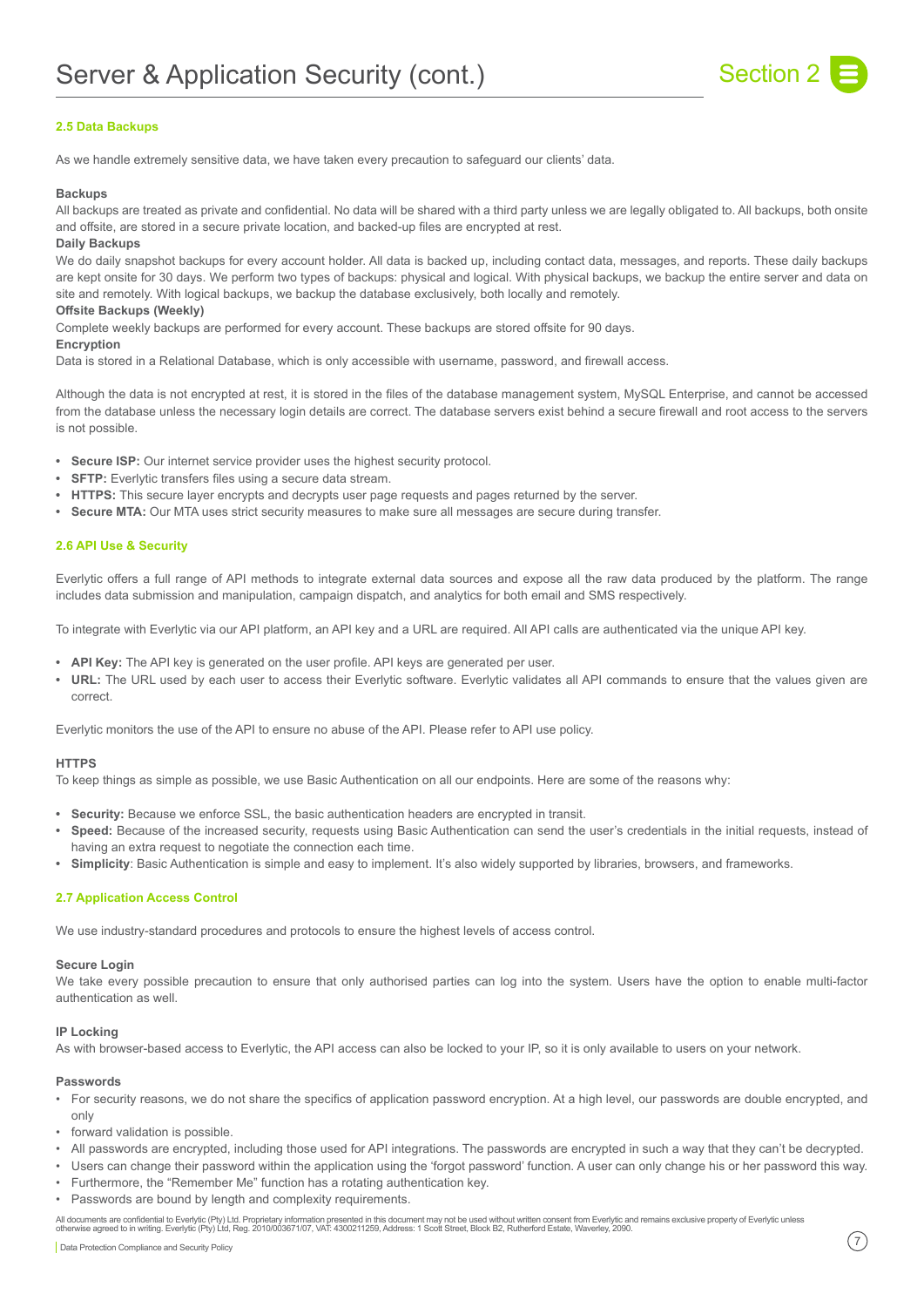# Server & Application Security (cont.)

Section 2

### 2.5 Data Backups

As we handle extremely sensitive data, we have taken every precaution to safeguard our clients' data.

**Backups**

All backups are treated as private and confidential. No data will be shared with a third party unless we are legally obligated to. All backups, both onsite and offsite, are stored in a secure private location, and backed-up files are encrypted at rest.

**Daily Backups**

We do daily snapshot backups for every account holder. All data is backed up, including contact data, messages, and reports. These daily backups are kept onsite for 30 days. We perform two types of backups: physical and logical. With physical backups, we backup the entire server and data on site and remotely. With logical backups, we backup the database exclusively, both locally and remotely.

**Offsite Backups (Weekly)**

Complete weekly backups are performed for every account. These backups are stored offsite for 90 days.

**Encryption**

Data is stored in a Relational Database, which is only accessible with username, password, and firewall access.

Although the data is not encrypted at rest, it is stored in the files of the database management system, MySQL Enterprise, and cannot be accessed from the database unless the necessary login details are correct. The database servers exist behind a secure firewall and root access to the servers is not possible.

- **Secure ISP:** Our internet service provider uses the highest security protocol.
- **SFTP:** Everlytic transfers files using a secure data stream.
- **HTTPS:** This secure layer encrypts and decrypts user page requests and pages returned by the server.
- **Secure MTA:** Our MTA uses strict security measures to make sure all messages are secure during transfer.

### 2.6 API Use & Security

Everlytic offers a full range of API methods to integrate external data sources and expose all the raw data produced by the platform. The range includes data submission and manipulation, campaign dispatch, and analytics for both email and SMS respectively.

To integrate with Everlytic via our API platform, an API key and a URL are required. All API calls are authenticated via the unique API key.

- **API Key:** The API key is generated on the user profile. API keys are generated per user.
- **URL:** The URL used by each user to access their Everlytic software. Everlytic validates all API commands to ensure that the values given are correct.

Everlytic monitors the use of the API to ensure no abuse of the API. Please refer to API use policy.

**HTTPS**

To keep things as simple as possible, we use Basic Authentication on all our endpoints. Here are some of the reasons why:

- **Security:** Because we enforce SSL, the basic authentication headers are encrypted in transit.
- **Speed:** Because of the increased security, requests using Basic Authentication can send the user's credentials in the initial requests, instead of having an extra request to negotiate the connection each time.
- **Simplicity**: Basic Authentication is simple and easy to implement. It's also widely supported by libraries, browsers, and frameworks.

### 2.7 Application Access Control

We use industry-standard procedures and protocols to ensure the highest levels of access control.

**Secure Login**

We take every possible precaution to ensure that only authorised parties can log into the system. Users have the option to enable multi-factor authentication as well.

**IP Locking**

As with browser-based access to Everlytic, the API access can also be locked to your IP, so it is only available to users on your network.

**Passwords**

- For security reasons, we do not share the specifics of application password encryption. At a high level, our passwords are double encrypted, and only
- forward validation is possible.
- All passwords are encrypted, including those used for API integrations. The passwords are encrypted in such a way that they can't be decrypted.
- Users can change their password within the application using the 'forgot password' function. A user can only change his or her password this way.
- Furthermore, the "Remember Me" function has a rotating authentication key.
- Passwords are bound by length and complexity requirements.

All documents are confidential to Everlytic (Pty) Ltd. Proprietary information presented in this document may not be used without written consent from Everlytic and remains exclusive property of Everlytic unless otherwise agreed to in writing. Everlytic (Pty) Ltd, Reg. 2010/003671/07, VAT: 4300211259, Address: 1 Scott Street, Block B2, Rutherford Estate, Waverley, 2090.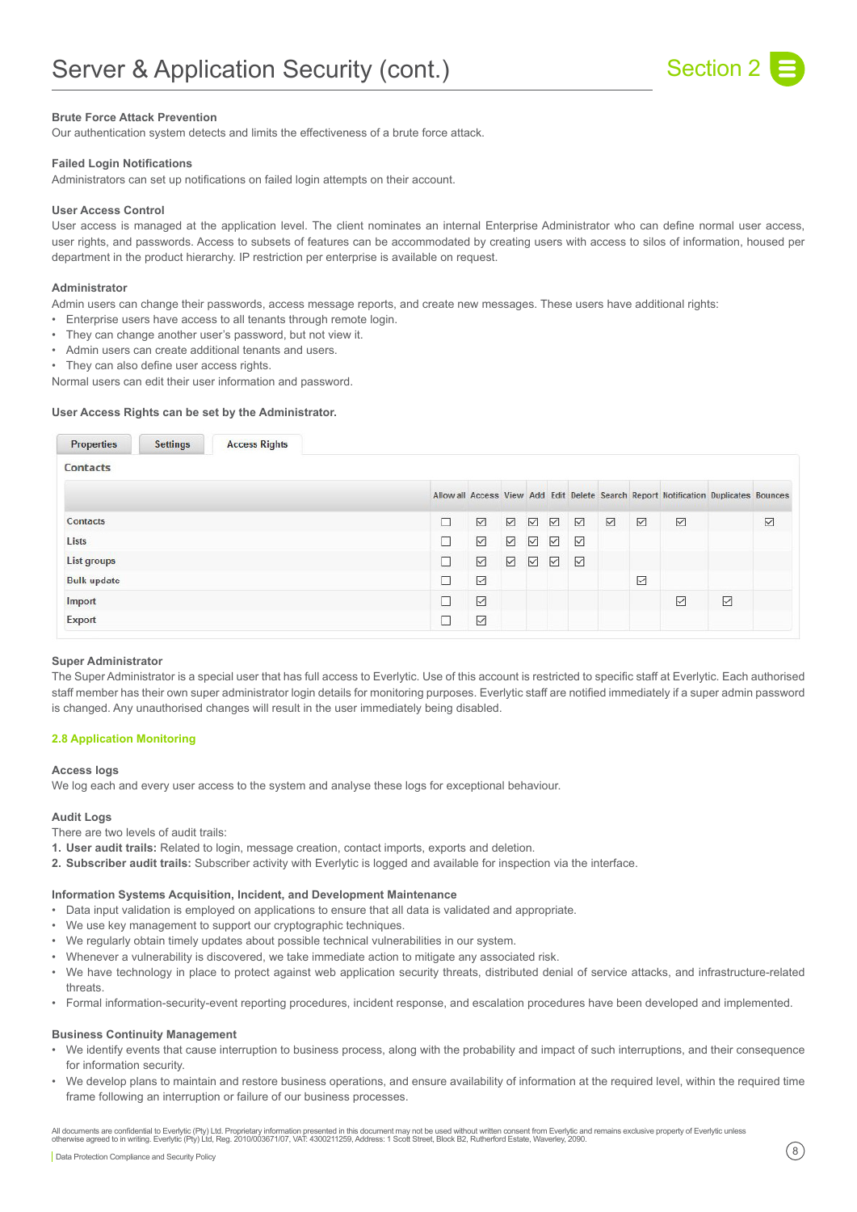# Server & Application Security (cont.)

**Brute Force Attack Prevention**
Our authentication system detects and limits the effectiveness of a brute force attack.

**Failed Login Notifications**
Administrators can set up notifications on failed login attempts on their account.

**User Access Control**
User access is managed at the application level. The client nominates an internal Enterprise Administrator who can define normal user access, user rights, and passwords. Access to subsets of features can be accommodated by creating users with access to silos of information, housed per department in the product hierarchy. IP restriction per enterprise is available on request.

**Administrator**
Admin users can change their passwords, access message reports, and create new messages. These users have additional rights:

- Enterprise users have access to all tenants through remote login.
- They can change another user's password, but not view it.
- Admin users can create additional tenants and users.
- They can also define user access rights.

Normal users can edit their user information and password.

**User Access Rights can be set by the Administrator.**

Properties | Settings | Access Rights

**Contacts**

| | Allow all | Access | View | Add | Edit | Delete | Search | Report | Notification | Duplicates | Bounces |
|---|---|---|---|---|---|---|---|---|---|---|---|
| Contacts | ☐ | ☑ | ☑ | ☑ | ☑ | ☑ | ☑ | ☑ | ☑ | | ☑ |
| Lists | ☐ | ☑ | ☑ | ☑ | ☑ | ☑ | | | | | |
| List groups | ☐ | ☑ | ☑ | ☑ | ☑ | ☑ | | | | | |
| Bulk update | ☐ | ☑ | | | | | | ☑ | | | |
| Import | ☐ | ☑ | | | | | | | ☑ | ☑ | |
| Export | ☐ | ☑ | | | | | | | | | |

**Super Administrator**
The Super Administrator is a special user that has full access to Everlytic. Use of this account is restricted to specific staff at Everlytic. Each authorised staff member has their own super administrator login details for monitoring purposes. Everlytic staff are notified immediately if a super admin password is changed. Any unauthorised changes will result in the user immediately being disabled.

## 2.8 Application Monitoring

**Access logs**
We log each and every user access to the system and analyse these logs for exceptional behaviour.

**Audit Logs**
There are two levels of audit trails:

1. **User audit trails:** Related to login, message creation, contact imports, exports and deletion.
2. **Subscriber audit trails:** Subscriber activity with Everlytic is logged and available for inspection via the interface.

**Information Systems Acquisition, Incident, and Development Maintenance**

- Data input validation is employed on applications to ensure that all data is validated and appropriate.
- We use key management to support our cryptographic techniques.
- We regularly obtain timely updates about possible technical vulnerabilities in our system.
- Whenever a vulnerability is discovered, we take immediate action to mitigate any associated risk.
- We have technology in place to protect against web application security threats, distributed denial of service attacks, and infrastructure-related threats.
- Formal information-security-event reporting procedures, incident response, and escalation procedures have been developed and implemented.

**Business Continuity Management**

- We identify events that cause interruption to business process, along with the probability and impact of such interruptions, and their consequence for information security.
- We develop plans to maintain and restore business operations, and ensure availability of information at the required level, within the required time frame following an interruption or failure of our business processes.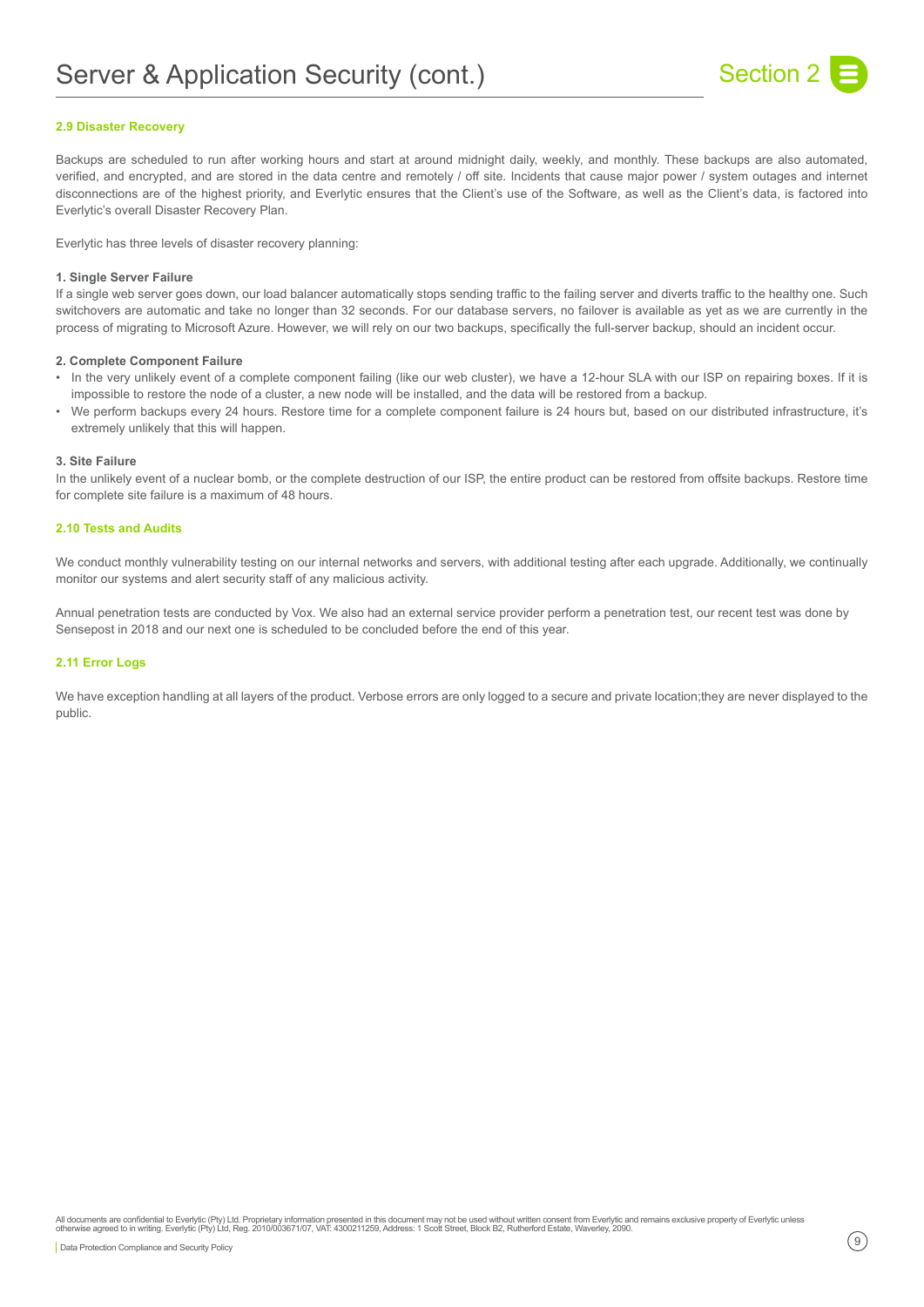# Server & Application Security (cont.)

### 2.9 Disaster Recovery

Backups are scheduled to run after working hours and start at around midnight daily, weekly, and monthly. These backups are also automated, verified, and encrypted, and are stored in the data centre and remotely / off site. Incidents that cause major power / system outages and internet disconnections are of the highest priority, and Everlytic ensures that the Client's use of the Software, as well as the Client's data, is factored into Everlytic's overall Disaster Recovery Plan.

Everlytic has three levels of disaster recovery planning:

**1. Single Server Failure**

If a single web server goes down, our load balancer automatically stops sending traffic to the failing server and diverts traffic to the healthy one. Such switchovers are automatic and take no longer than 32 seconds. For our database servers, no failover is available as yet as we are currently in the process of migrating to Microsoft Azure. However, we will rely on our two backups, specifically the full-server backup, should an incident occur.

**2. Complete Component Failure**

- In the very unlikely event of a complete component failing (like our web cluster), we have a 12-hour SLA with our ISP on repairing boxes. If it is impossible to restore the node of a cluster, a new node will be installed, and the data will be restored from a backup.
- We perform backups every 24 hours. Restore time for a complete component failure is 24 hours but, based on our distributed infrastructure, it's extremely unlikely that this will happen.

**3. Site Failure**

In the unlikely event of a nuclear bomb, or the complete destruction of our ISP, the entire product can be restored from offsite backups. Restore time for complete site failure is a maximum of 48 hours.

### 2.10 Tests and Audits

We conduct monthly vulnerability testing on our internal networks and servers, with additional testing after each upgrade. Additionally, we continually monitor our systems and alert security staff of any malicious activity.

Annual penetration tests are conducted by Vox. We also had an external service provider perform a penetration test, our recent test was done by Sensepost in 2018 and our next one is scheduled to be concluded before the end of this year.

### 2.11 Error Logs

We have exception handling at all layers of the product. Verbose errors are only logged to a secure and private location;they are never displayed to the public.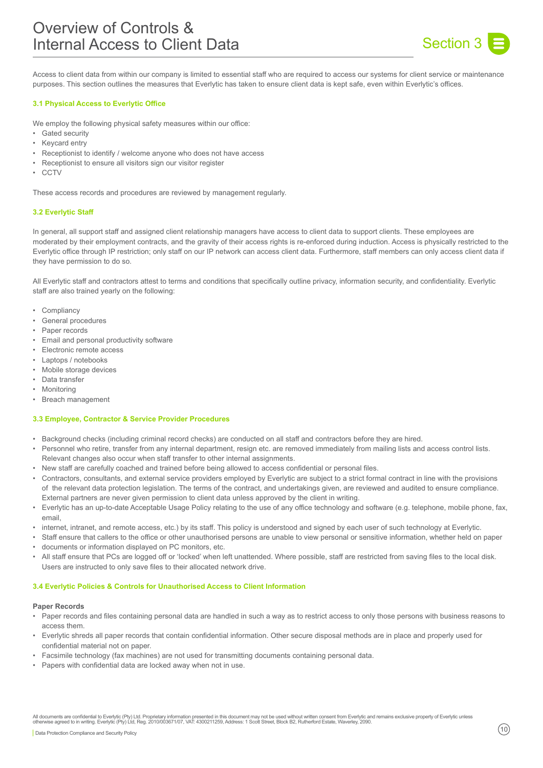# Overview of Controls & Internal Access to Client Data

Section 3

Access to client data from within our company is limited to essential staff who are required to access our systems for client service or maintenance purposes. This section outlines the measures that Everlytic has taken to ensure client data is kept safe, even within Everlytic's offices.

### 3.1 Physical Access to Everlytic Office

We employ the following physical safety measures within our office:

- Gated security
- Keycard entry
- Receptionist to identify / welcome anyone who does not have access
- Receptionist to ensure all visitors sign our visitor register
- CCTV

These access records and procedures are reviewed by management regularly.

### 3.2 Everlytic Staff

In general, all support staff and assigned client relationship managers have access to client data to support clients. These employees are moderated by their employment contracts, and the gravity of their access rights is re-enforced during induction. Access is physically restricted to the Everlytic office through IP restriction; only staff on our IP network can access client data. Furthermore, staff members can only access client data if they have permission to do so.

All Everlytic staff and contractors attest to terms and conditions that specifically outline privacy, information security, and confidentiality. Everlytic staff are also trained yearly on the following:

- Compliancy
- General procedures
- Paper records
- Email and personal productivity software
- Electronic remote access
- Laptops / notebooks
- Mobile storage devices
- Data transfer
- Monitoring
- Breach management

### 3.3 Employee, Contractor & Service Provider Procedures

- Background checks (including criminal record checks) are conducted on all staff and contractors before they are hired.
- Personnel who retire, transfer from any internal department, resign etc. are removed immediately from mailing lists and access control lists. Relevant changes also occur when staff transfer to other internal assignments.
- New staff are carefully coached and trained before being allowed to access confidential or personal files.
- Contractors, consultants, and external service providers employed by Everlytic are subject to a strict formal contract in line with the provisions of the relevant data protection legislation. The terms of the contract, and undertakings given, are reviewed and audited to ensure compliance. External partners are never given permission to client data unless approved by the client in writing.
- Everlytic has an up-to-date Acceptable Usage Policy relating to the use of any office technology and software (e.g. telephone, mobile phone, fax, email,
- internet, intranet, and remote access, etc.) by its staff. This policy is understood and signed by each user of such technology at Everlytic.
- Staff ensure that callers to the office or other unauthorised persons are unable to view personal or sensitive information, whether held on paper
- documents or information displayed on PC monitors, etc.
- All staff ensure that PCs are logged off or 'locked' when left unattended. Where possible, staff are restricted from saving files to the local disk. Users are instructed to only save files to their allocated network drive.

### 3.4 Everlytic Policies & Controls for Unauthorised Access to Client Information

**Paper Records**

- Paper records and files containing personal data are handled in such a way as to restrict access to only those persons with business reasons to access them.
- Everlytic shreds all paper records that contain confidential information. Other secure disposal methods are in place and properly used for confidential material not on paper.
- Facsimile technology (fax machines) are not used for transmitting documents containing personal data.
- Papers with confidential data are locked away when not in use.

All documents are confidential to Everlytic (Pty) Ltd. Proprietary information presented in this document may not be used without written consent from Everlytic and remains exclusive property of Everlytic unless otherwise agreed to in writing. Everlytic (Pty) Ltd, Reg. 2010/003671/07, VAT: 4300211259, Address: 1 Scott Street, Block B2, Rutherford Estate, Waverley, 2090.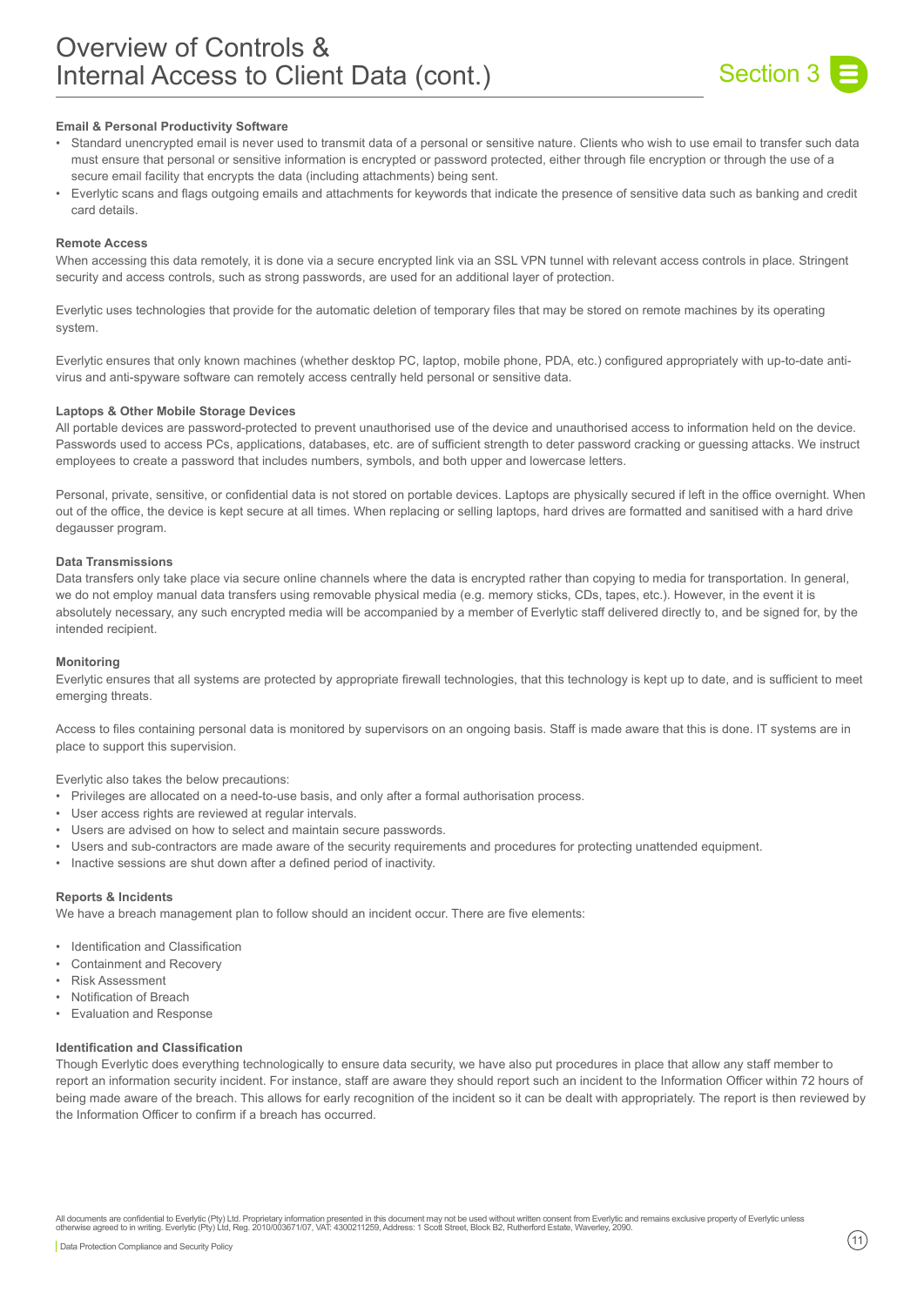# Overview of Controls & Internal Access to Client Data (cont.)

Section 3

**Email & Personal Productivity Software**

- Standard unencrypted email is never used to transmit data of a personal or sensitive nature. Clients who wish to use email to transfer such data must ensure that personal or sensitive information is encrypted or password protected, either through file encryption or through the use of a secure email facility that encrypts the data (including attachments) being sent.
- Everlytic scans and flags outgoing emails and attachments for keywords that indicate the presence of sensitive data such as banking and credit card details.

**Remote Access**

When accessing this data remotely, it is done via a secure encrypted link via an SSL VPN tunnel with relevant access controls in place. Stringent security and access controls, such as strong passwords, are used for an additional layer of protection.

Everlytic uses technologies that provide for the automatic deletion of temporary files that may be stored on remote machines by its operating system.

Everlytic ensures that only known machines (whether desktop PC, laptop, mobile phone, PDA, etc.) configured appropriately with up-to-date anti-virus and anti-spyware software can remotely access centrally held personal or sensitive data.

**Laptops & Other Mobile Storage Devices**

All portable devices are password-protected to prevent unauthorised use of the device and unauthorised access to information held on the device. Passwords used to access PCs, applications, databases, etc. are of sufficient strength to deter password cracking or guessing attacks. We instruct employees to create a password that includes numbers, symbols, and both upper and lowercase letters.

Personal, private, sensitive, or confidential data is not stored on portable devices. Laptops are physically secured if left in the office overnight. When out of the office, the device is kept secure at all times. When replacing or selling laptops, hard drives are formatted and sanitised with a hard drive degausser program.

**Data Transmissions**

Data transfers only take place via secure online channels where the data is encrypted rather than copying to media for transportation. In general, we do not employ manual data transfers using removable physical media (e.g. memory sticks, CDs, tapes, etc.). However, in the event it is absolutely necessary, any such encrypted media will be accompanied by a member of Everlytic staff delivered directly to, and be signed for, by the intended recipient.

**Monitoring**

Everlytic ensures that all systems are protected by appropriate firewall technologies, that this technology is kept up to date, and is sufficient to meet emerging threats.

Access to files containing personal data is monitored by supervisors on an ongoing basis. Staff is made aware that this is done. IT systems are in place to support this supervision.

Everlytic also takes the below precautions:

- Privileges are allocated on a need-to-use basis, and only after a formal authorisation process.
- User access rights are reviewed at regular intervals.
- Users are advised on how to select and maintain secure passwords.
- Users and sub-contractors are made aware of the security requirements and procedures for protecting unattended equipment.
- Inactive sessions are shut down after a defined period of inactivity.

**Reports & Incidents**

We have a breach management plan to follow should an incident occur. There are five elements:

- Identification and Classification
- Containment and Recovery
- Risk Assessment
- Notification of Breach
- Evaluation and Response

**Identification and Classification**

Though Everlytic does everything technologically to ensure data security, we have also put procedures in place that allow any staff member to report an information security incident. For instance, staff are aware they should report such an incident to the Information Officer within 72 hours of being made aware of the breach. This allows for early recognition of the incident so it can be dealt with appropriately. The report is then reviewed by the Information Officer to confirm if a breach has occurred.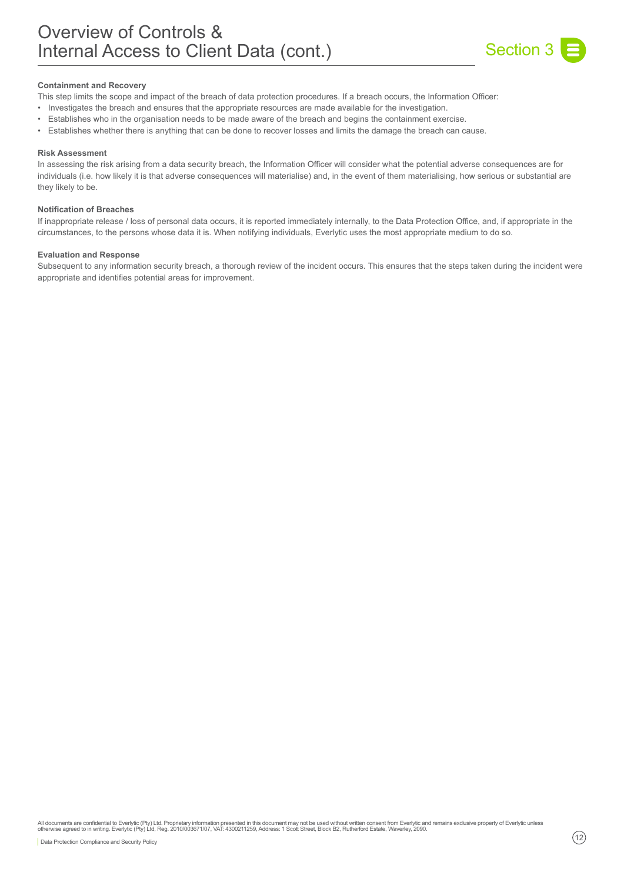# Overview of Controls & Internal Access to Client Data (cont.)

Section 3

**Containment and Recovery**

This step limits the scope and impact of the breach of data protection procedures. If a breach occurs, the Information Officer:

- Investigates the breach and ensures that the appropriate resources are made available for the investigation.
- Establishes who in the organisation needs to be made aware of the breach and begins the containment exercise.
- Establishes whether there is anything that can be done to recover losses and limits the damage the breach can cause.

**Risk Assessment**

In assessing the risk arising from a data security breach, the Information Officer will consider what the potential adverse consequences are for individuals (i.e. how likely it is that adverse consequences will materialise) and, in the event of them materialising, how serious or substantial are they likely to be.

**Notification of Breaches**

If inappropriate release / loss of personal data occurs, it is reported immediately internally, to the Data Protection Office, and, if appropriate in the circumstances, to the persons whose data it is. When notifying individuals, Everlytic uses the most appropriate medium to do so.

**Evaluation and Response**

Subsequent to any information security breach, a thorough review of the incident occurs. This ensures that the steps taken during the incident were appropriate and identifies potential areas for improvement.

All documents are confidential to Everlytic (Pty) Ltd. Proprietary information presented in this document may not be used without written consent from Everlytic and remains exclusive property of Everlytic unless otherwise agreed to in writing. Everlytic (Pty) Ltd, Reg. 2010/003671/07, VAT: 4300211259, Address: 1 Scott Street, Block B2, Rutherford Estate, Waverley, 2090.